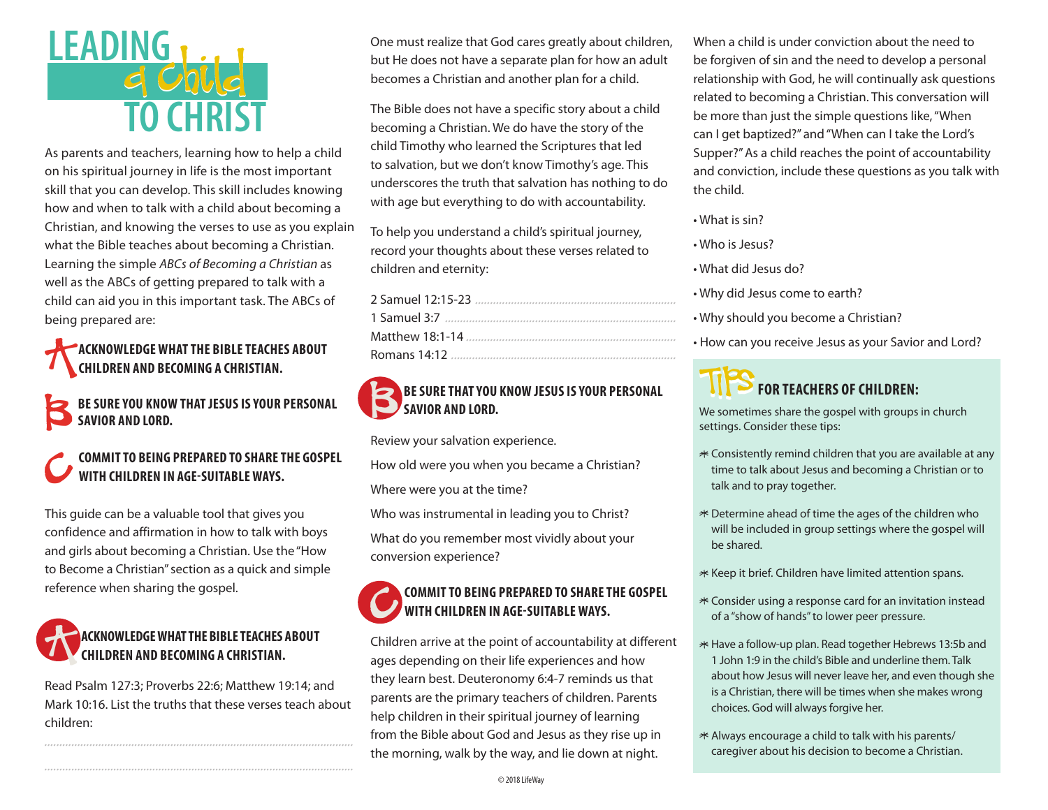# LEADING a Child TO CHRIST

As parents and teachers, learning how to help a child on his spiritual journey in life is the most important skill that you can develop. This skill includes knowing how and when to talk with a child about becoming a Christian, and knowing the verses to use as you explain what the Bible teaches about becoming a Christian. Learning the simple *ABCs of Becoming a Christian* as well as the ABCs of getting prepared to talk with a child can aid you in this important task. The ABCs of being prepared are:

**ACKNOWLEDGE WHAT THE BIBLE TEACHES ABOUT CHILDREN AND BECOMING A CHRISTIAN.**

**BE SURE YOU KNOW THAT JESUS IS YOUR PERSONAL SAVIOR AND LORD.**

**COMMIT TO BEING PREPARED TO SHARE THE GOSPEL WITH CHILDREN IN AGE-SUITABLE WAYS.**

This guide can be a valuable tool that gives you confidence and affirmation in how to talk with boys and girls about becoming a Christian. Use the "How to Become a Christian" section as a quick and simple reference when sharing the gospel.

## ACKNOWLEDGE WHAT THE BIBLE TEACHES ABOUT CHILDREN AND BECOMING A CHRISTIAN.

Read Psalm 127:3; Proverbs 22:6; Matthew 19:14; and Mark 10:16. List the truths that these verses teach about children:

..............................................................................................

..............................................................................................

One must realize that God cares greatly about children, but He does not have a separate plan for how an adult becomes a Christian and another plan for a child.

The Bible does not have a specific story about a child becoming a Christian. We do have the story of the child Timothy who learned the Scriptures that led to salvation, but we don't know Timothy's age. This underscores the truth that salvation has nothing to do with age but everything to do with accountability.

To help you understand a child's spiritual journey, record your thoughts about these verses related to children and eternity:

2 Samuel 12:15-23 ..............................................................

1 Samuel 3:7 ......................................................................

Matthew 18:1-14 ................................................................

Romans 14:12 .....................................................................

## BE SURE THAT YOU KNOW JESUS IS YOUR PERSONAL SAVIOR AND LORD.

Review your salvation experience.

How old were you when you became a Christian?

Where were you at the time?

Who was instrumental in leading you to Christ?

What do you remember most vividly about your conversion experience?

## COMMIT TO BEING PREPARED TO SHARE THE GOSPEL WITH CHILDREN IN AGE-SUITABLE WAYS.

Children arrive at the point of accountability at different ages depending on their life experiences and how they learn best. Deuteronomy 6:4-7 reminds us that parents are the primary teachers of children. Parents help children in their spiritual journey of learning from the Bible about God and Jesus as they rise up in the morning, walk by the way, and lie down at night.

When a child is under conviction about the need to be forgiven of sin and the need to develop a personal relationship with God, he will continually ask questions related to becoming a Christian. This conversation will be more than just the simple questions like, "When can I get baptized?" and "When can I take the Lord's Supper?" As a child reaches the point of accountability and conviction, include these questions as you talk with the child.

- What is sin?
- Who is Jesus?
- What did Jesus do?
- Why did Jesus come to earth?
- Why should you become a Christian?
- How can you receive Jesus as your Savior and Lord?

### TIPS FOR TEACHERS OF CHILDREN:

We sometimes share the gospel with groups in church settings. Consider these tips:

- Consistently remind children that you are available at any time to talk about Jesus and becoming a Christian or to talk and to pray together.
- Determine ahead of time the ages of the children who will be included in group settings where the gospel will be shared.
- Keep it brief. Children have limited attention spans.
- Consider using a response card for an invitation instead of a "show of hands" to lower peer pressure.
- Have a follow-up plan. Read together Hebrews 13:5b and 1 John 1:9 in the child's Bible and underline them. Talk about how Jesus will never leave her, and even though she is a Christian, there will be times when she makes wrong choices. God will always forgive her.
- Always encourage a child to talk with his parents/caregiver about his decision to become a Christian.

© 2018 LifeWay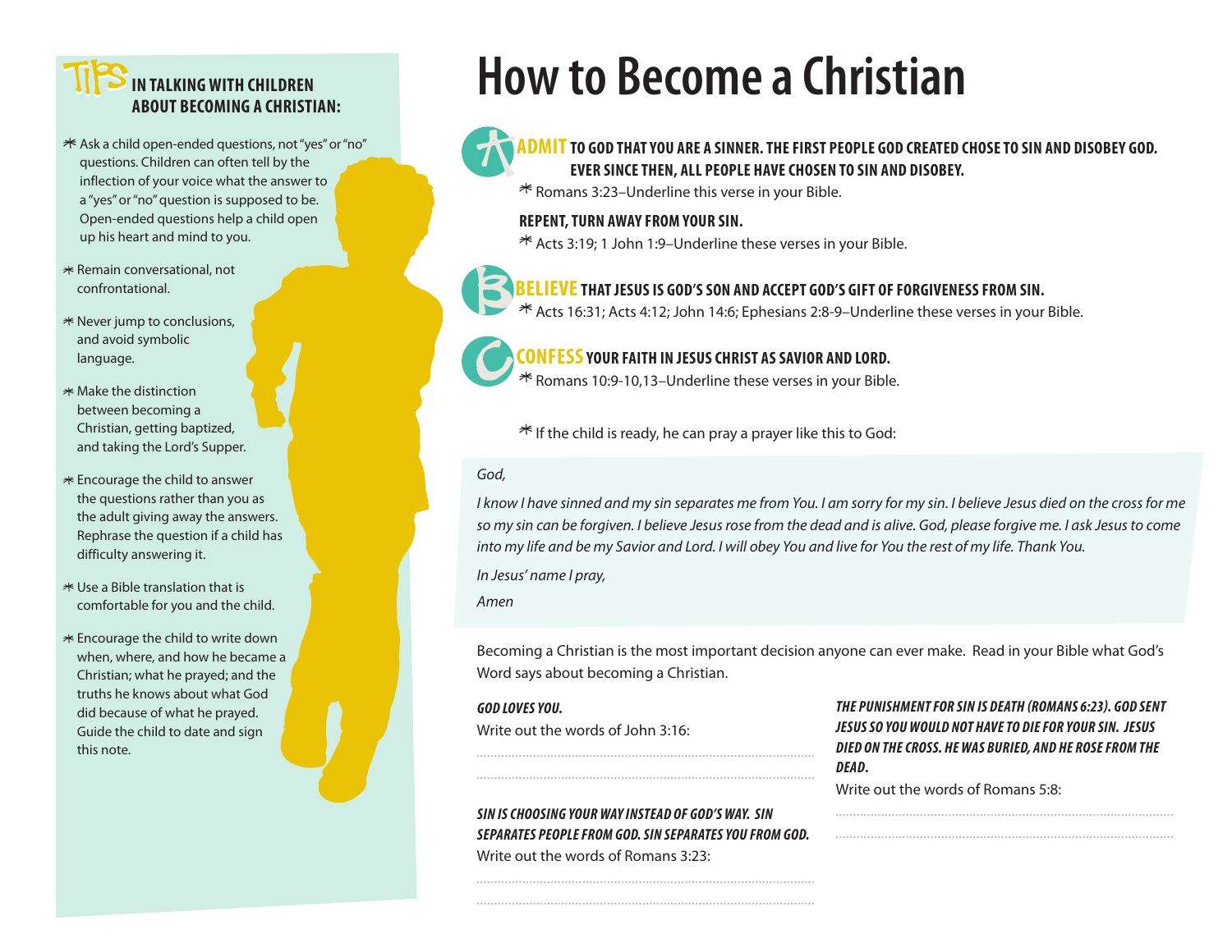# How to Become a Christian

**ADMIT TO GOD THAT YOU ARE A SINNER. THE FIRST PEOPLE GOD CREATED CHOSE TO SIN AND DISOBEY GOD. EVER SINCE THEN, ALL PEOPLE HAVE CHOSEN TO SIN AND DISOBEY.**

- Romans 3:23–Underline this verse in your Bible.

**REPENT, TURN AWAY FROM YOUR SIN.**

- Acts 3:19; 1 John 1:9–Underline these verses in your Bible.

**BELIEVE THAT JESUS IS GOD'S SON AND ACCEPT GOD'S GIFT OF FORGIVENESS FROM SIN.**

- Acts 16:31; Acts 4:12; John 14:6; Ephesians 2:8-9–Underline these verses in your Bible.

**CONFESS YOUR FAITH IN JESUS CHRIST AS SAVIOR AND LORD.**

- Romans 10:9-10,13–Underline these verses in your Bible.

- If the child is ready, he can pray a prayer like this to God:

*God,*

*I know I have sinned and my sin separates me from You. I am sorry for my sin. I believe Jesus died on the cross for me so my sin can be forgiven. I believe Jesus rose from the dead and is alive. God, please forgive me. I ask Jesus to come into my life and be my Savior and Lord. I will obey You and live for You the rest of my life. Thank You.*

*In Jesus' name I pray,*

*Amen*

Becoming a Christian is the most important decision anyone can ever make. Read in your Bible what God's Word says about becoming a Christian.

***GOD LOVES YOU.***

Write out the words of John 3:16:

..............................................................................................

..............................................................................................

***SIN IS CHOOSING YOUR WAY INSTEAD OF GOD'S WAY. SIN SEPARATES PEOPLE FROM GOD. SIN SEPARATES YOU FROM GOD.***

Write out the words of Romans 3:23:

..............................................................................................

..............................................................................................

***THE PUNISHMENT FOR SIN IS DEATH (ROMANS 6:23). GOD SENT JESUS SO YOU WOULD NOT HAVE TO DIE FOR YOUR SIN. JESUS DIED ON THE CROSS. HE WAS BURIED, AND HE ROSE FROM THE DEAD.***

Write out the words of Romans 5:8:

..............................................................................................

..............................................................................................

## TIPS IN TALKING WITH CHILDREN ABOUT BECOMING A CHRISTIAN:

- Ask a child open-ended questions, not "yes" or "no" questions. Children can often tell by the inflection of your voice what the answer to a "yes" or "no" question is supposed to be. Open-ended questions help a child open up his heart and mind to you.
- Remain conversational, not confrontational.
- Never jump to conclusions, and avoid symbolic language.
- Make the distinction between becoming a Christian, getting baptized, and taking the Lord's Supper.
- Encourage the child to answer the questions rather than you as the adult giving away the answers. Rephrase the question if a child has difficulty answering it.
- Use a Bible translation that is comfortable for you and the child.
- Encourage the child to write down when, where, and how he became a Christian; what he prayed; and the truths he knows about what God did because of what he prayed. Guide the child to date and sign this note.